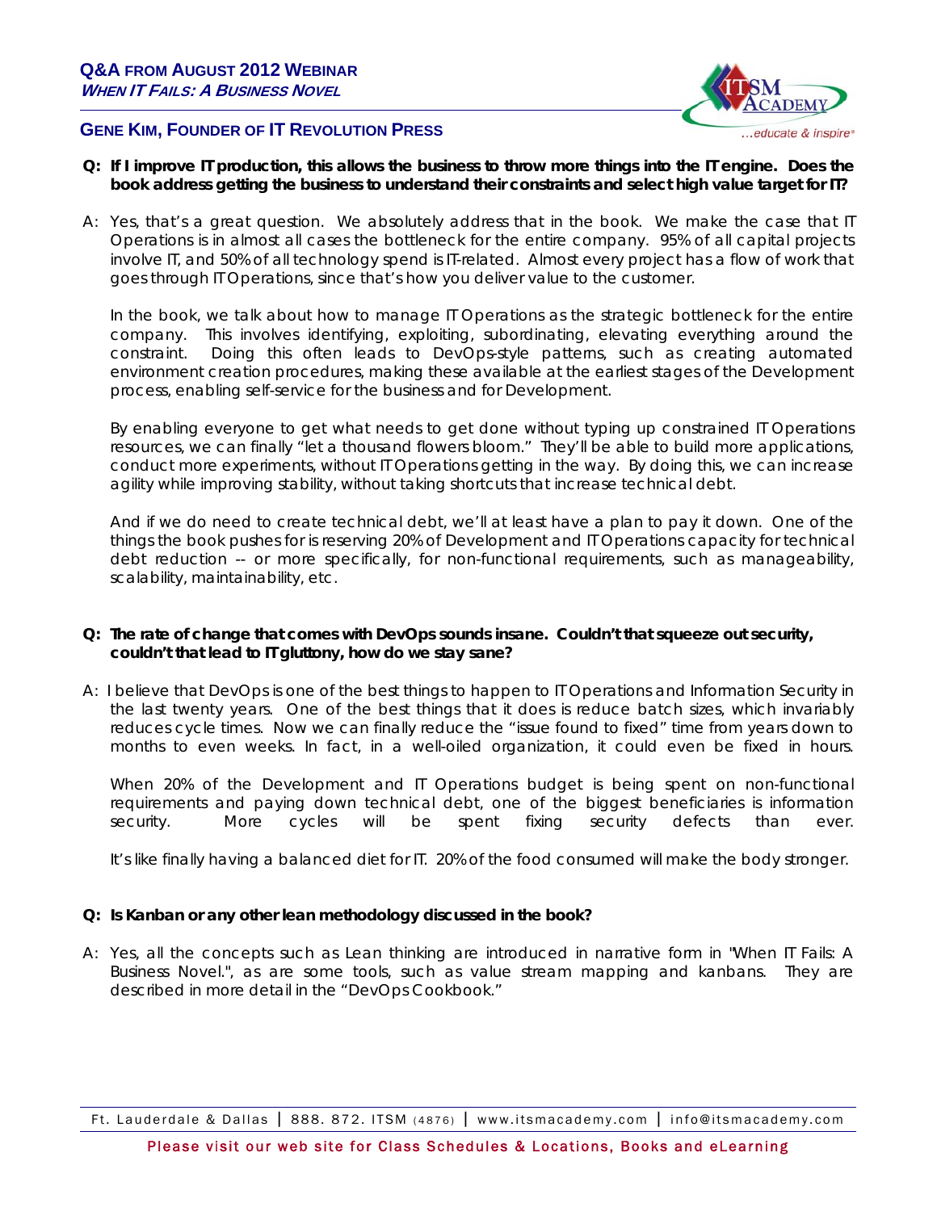# Q&A FROM AUGUST 2012 WEBINAR

## *WHEN IT FAILS: A BUSINESS NOVEL*

### GENE KIM, FOUNDER OF IT REVOLUTION PRESS

**Q: If I improve IT production, this allows the business to throw more things into the IT engine. Does the book address getting the business to understand their constraints and select high value target for IT?**

A: Yes, that's a great question. We absolutely address that in the book. We make the case that IT Operations is in almost all cases the bottleneck for the entire company. 95% of all capital projects involve IT, and 50% of all technology spend is IT-related. Almost every project has a flow of work that goes through IT Operations, since that's how you deliver value to the customer.

In the book, we talk about how to manage IT Operations as the strategic bottleneck for the entire company. This involves identifying, exploiting, subordinating, elevating everything around the constraint. Doing this often leads to DevOps-style patterns, such as creating automated environment creation procedures, making these available at the earliest stages of the Development process, enabling self-service for the business and for Development.

By enabling everyone to get what needs to get done without typing up constrained IT Operations resources, we can finally "let a thousand flowers bloom." They'll be able to build more applications, conduct more experiments, without IT Operations getting in the way. By doing this, we can increase agility while improving stability, without taking shortcuts that increase technical debt.

And if we do need to create technical debt, we'll at least have a plan to pay it down. One of the things the book pushes for is reserving 20% of Development and IT Operations capacity for technical debt reduction -- or more specifically, for non-functional requirements, such as manageability, scalability, maintainability, etc.

**Q: The rate of change that comes with DevOps sounds insane. Couldn't that squeeze out security, couldn't that lead to IT gluttony, how do we stay sane?**

A: I believe that DevOps is one of the best things to happen to IT Operations and Information Security in the last twenty years. One of the best things that it does is reduce batch sizes, which invariably reduces cycle times. Now we can finally reduce the "issue found to fixed" time from years down to months to even weeks. In fact, in a well-oiled organization, it could even be fixed in hours.

When 20% of the Development and IT Operations budget is being spent on non-functional requirements and paying down technical debt, one of the biggest beneficiaries is information security. More cycles will be spent fixing security defects than ever.

It's like finally having a balanced diet for IT. 20% of the food consumed will make the body stronger.

**Q: Is Kanban or any other lean methodology discussed in the book?**

A: Yes, all the concepts such as Lean thinking are introduced in narrative form in "When IT Fails: A Business Novel.", as are some tools, such as value stream mapping and kanbans. They are described in more detail in the "DevOps Cookbook."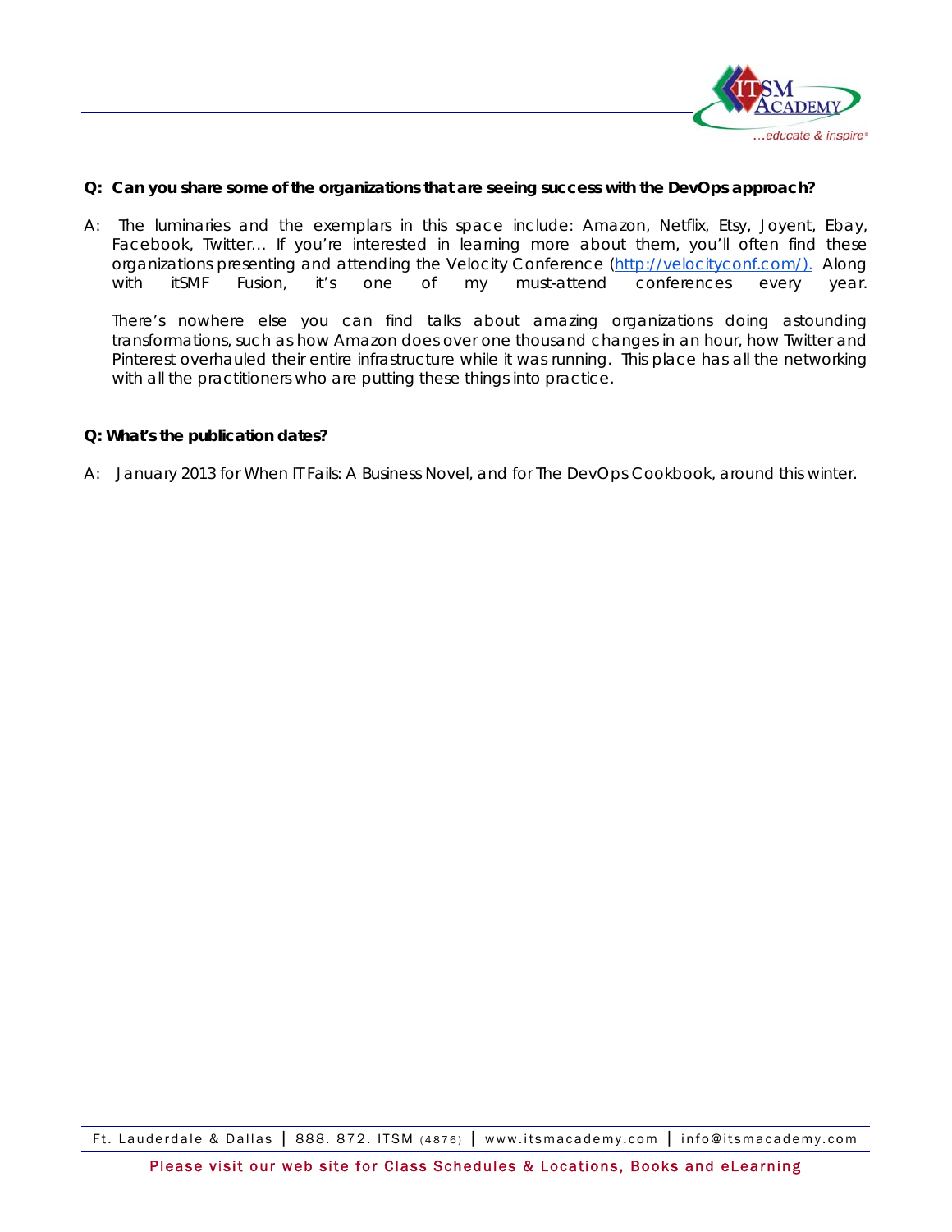**Q: Can you share some of the organizations that are seeing success with the DevOps approach?**

A: The luminaries and the exemplars in this space include: Amazon, Netflix, Etsy, Joyent, Ebay, Facebook, Twitter… If you're interested in learning more about them, you'll often find these organizations presenting and attending the Velocity Conference (http://velocityconf.com/). Along with itSMF Fusion, it's one of my must-attend conferences every year.

There's nowhere else you can find talks about amazing organizations doing astounding transformations, such as how Amazon does over one thousand changes in an hour, how Twitter and Pinterest overhauled their entire infrastructure while it was running. This place has all the networking with all the practitioners who are putting these things into practice.

**Q: What's the publication dates?**

A: January 2013 for When IT Fails: A Business Novel, and for The DevOps Cookbook, around this winter.